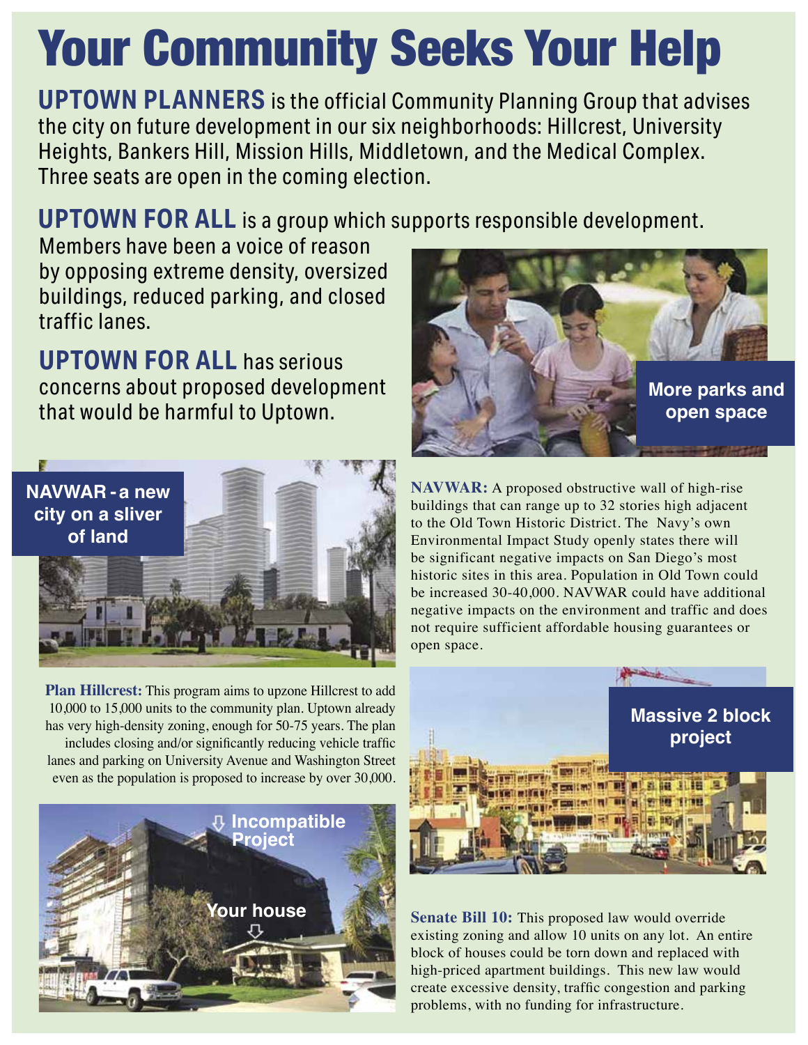# Your Community Seeks Your Help

**UPTOWN PLANNERS** is the official Community Planning Group that advises the city on future development in our six neighborhoods: Hillcrest, University Heights, Bankers Hill, Mission Hills, Middletown, and the Medical Complex. Three seats are open in the coming election.

**UPTOWN FOR ALL** is a group which supports responsible development. Members have been a voice of reason by opposing extreme density, oversized buildings, reduced parking, and closed traffic lanes.

**UPTOWN FOR ALL** has serious concerns about proposed development that would be harmful to Uptown.

**More parks and open space**

**NAVWAR - a new city on a sliver of land**

**NAVWAR:** A proposed obstructive wall of high-rise buildings that can range up to 32 stories high adjacent to the Old Town Historic District. The Navy's own Environmental Impact Study openly states there will be significant negative impacts on San Diego's most historic sites in this area. Population in Old Town could be increased 30-40,000. NAVWAR could have additional negative impacts on the environment and traffic and does not require sufficient affordable housing guarantees or open space.

**Plan Hillcrest:** This program aims to upzone Hillcrest to add 10,000 to 15,000 units to the community plan. Uptown already has very high-density zoning, enough for 50-75 years. The plan includes closing and/or significantly reducing vehicle traffic lanes and parking on University Avenue and Washington Street even as the population is proposed to increase by over 30,000.

**Massive 2 block project**

**Incompatible Project**

**Your house**

**Senate Bill 10:** This proposed law would override existing zoning and allow 10 units on any lot. An entire block of houses could be torn down and replaced with high-priced apartment buildings. This new law would create excessive density, traffic congestion and parking problems, with no funding for infrastructure.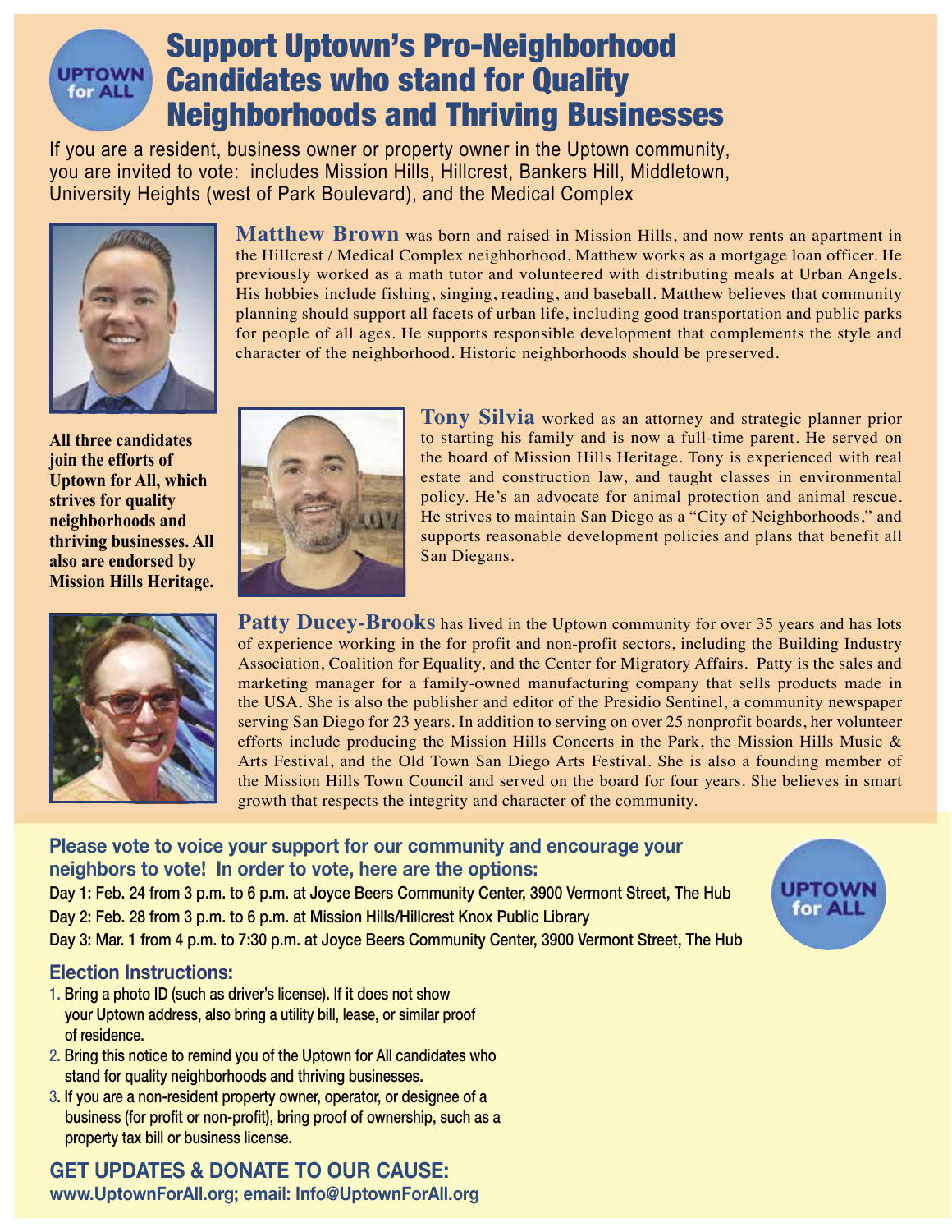# Support Uptown's Pro-Neighborhood Candidates who stand for Quality Neighborhoods and Thriving Businesses

If you are a resident, business owner or property owner in the Uptown community, you are invited to vote: includes Mission Hills, Hillcrest, Bankers Hill, Middletown, University Heights (west of Park Boulevard), and the Medical Complex

**Matthew Brown** was born and raised in Mission Hills, and now rents an apartment in the Hillcrest / Medical Complex neighborhood. Matthew works as a mortgage loan officer. He previously worked as a math tutor and volunteered with distributing meals at Urban Angels. His hobbies include fishing, singing, reading, and baseball. Matthew believes that community planning should support all facets of urban life, including good transportation and public parks for people of all ages. He supports responsible development that complements the style and character of the neighborhood. Historic neighborhoods should be preserved.

**All three candidates join the efforts of Uptown for All, which strives for quality neighborhoods and thriving businesses. All also are endorsed by Mission Hills Heritage.**

**Tony Silvia** worked as an attorney and strategic planner prior to starting his family and is now a full-time parent. He served on the board of Mission Hills Heritage. Tony is experienced with real estate and construction law, and taught classes in environmental policy. He's an advocate for animal protection and animal rescue. He strives to maintain San Diego as a "City of Neighborhoods," and supports reasonable development policies and plans that benefit all San Diegans.

**Patty Ducey-Brooks** has lived in the Uptown community for over 35 years and has lots of experience working in the for profit and non-profit sectors, including the Building Industry Association, Coalition for Equality, and the Center for Migratory Affairs. Patty is the sales and marketing manager for a family-owned manufacturing company that sells products made in the USA. She is also the publisher and editor of the Presidio Sentinel, a community newspaper serving San Diego for 23 years. In addition to serving on over 25 nonprofit boards, her volunteer efforts include producing the Mission Hills Concerts in the Park, the Mission Hills Music & Arts Festival, and the Old Town San Diego Arts Festival. She is also a founding member of the Mission Hills Town Council and served on the board for four years. She believes in smart growth that respects the integrity and character of the community.

## Please vote to voice your support for our community and encourage your neighbors to vote! In order to vote, here are the options:

Day 1: Feb. 24 from 3 p.m. to 6 p.m. at Joyce Beers Community Center, 3900 Vermont Street, The Hub

Day 2: Feb. 28 from 3 p.m. to 6 p.m. at Mission Hills/Hillcrest Knox Public Library

Day 3: Mar. 1 from 4 p.m. to 7:30 p.m. at Joyce Beers Community Center, 3900 Vermont Street, The Hub

## Election Instructions:

1. Bring a photo ID (such as driver's license). If it does not show your Uptown address, also bring a utility bill, lease, or similar proof of residence.
2. Bring this notice to remind you of the Uptown for All candidates who stand for quality neighborhoods and thriving businesses.
3. If you are a non-resident property owner, operator, or designee of a business (for profit or non-profit), bring proof of ownership, such as a property tax bill or business license.

## GET UPDATES & DONATE TO OUR CAUSE:

www.UptownForAll.org; email: Info@UptownForAll.org